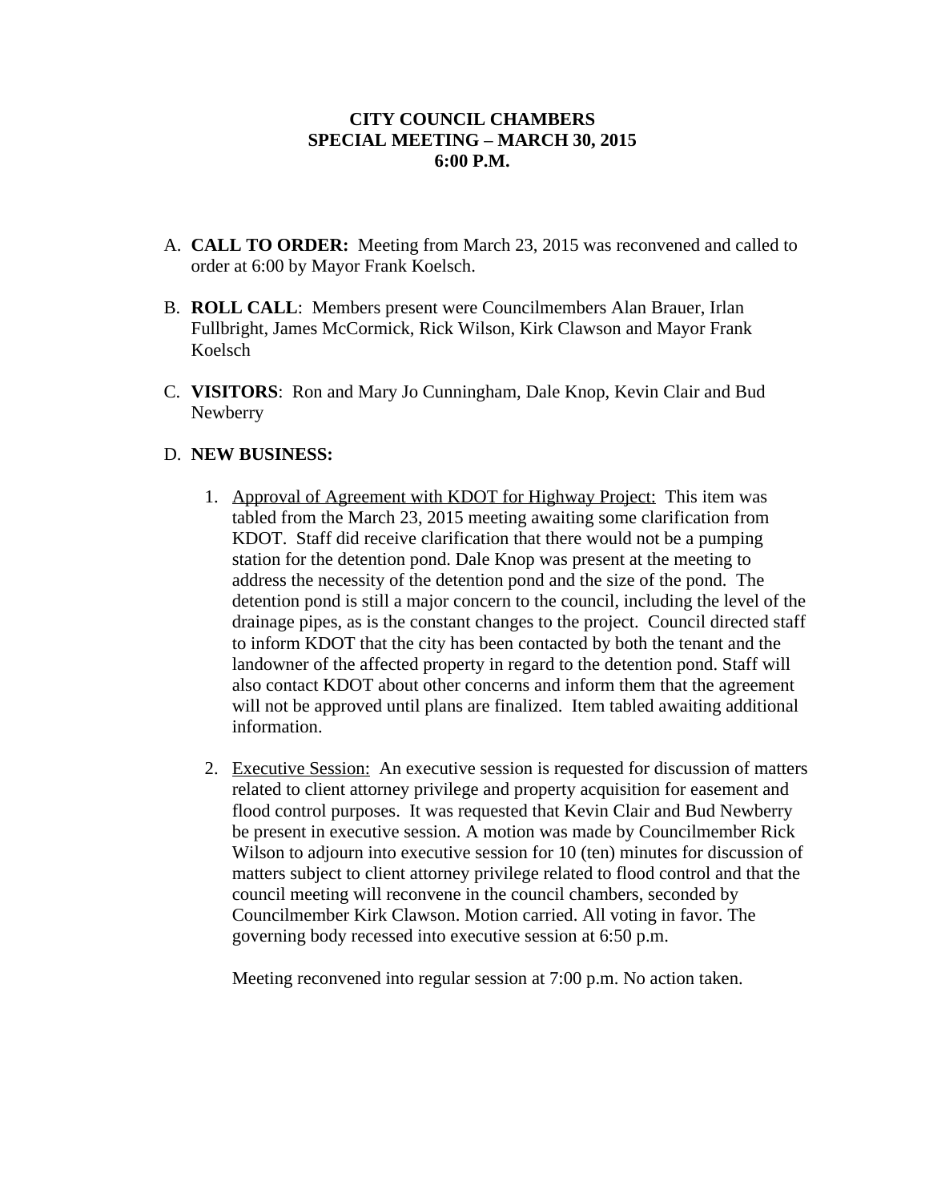**CITY COUNCIL CHAMBERS**
**SPECIAL MEETING – MARCH 30, 2015**
**6:00 P.M.**

A. **CALL TO ORDER:** Meeting from March 23, 2015 was reconvened and called to order at 6:00 by Mayor Frank Koelsch.

B. **ROLL CALL**: Members present were Councilmembers Alan Brauer, Irlan Fullbright, James McCormick, Rick Wilson, Kirk Clawson and Mayor Frank Koelsch

C. **VISITORS**: Ron and Mary Jo Cunningham, Dale Knop, Kevin Clair and Bud Newberry

D. **NEW BUSINESS:**

   1. Approval of Agreement with KDOT for Highway Project: This item was tabled from the March 23, 2015 meeting awaiting some clarification from KDOT. Staff did receive clarification that there would not be a pumping station for the detention pond. Dale Knop was present at the meeting to address the necessity of the detention pond and the size of the pond. The detention pond is still a major concern to the council, including the level of the drainage pipes, as is the constant changes to the project. Council directed staff to inform KDOT that the city has been contacted by both the tenant and the landowner of the affected property in regard to the detention pond. Staff will also contact KDOT about other concerns and inform them that the agreement will not be approved until plans are finalized. Item tabled awaiting additional information.

   2. Executive Session: An executive session is requested for discussion of matters related to client attorney privilege and property acquisition for easement and flood control purposes. It was requested that Kevin Clair and Bud Newberry be present in executive session. A motion was made by Councilmember Rick Wilson to adjourn into executive session for 10 (ten) minutes for discussion of matters subject to client attorney privilege related to flood control and that the council meeting will reconvene in the council chambers, seconded by Councilmember Kirk Clawson. Motion carried. All voting in favor. The governing body recessed into executive session at 6:50 p.m.

      Meeting reconvened into regular session at 7:00 p.m. No action taken.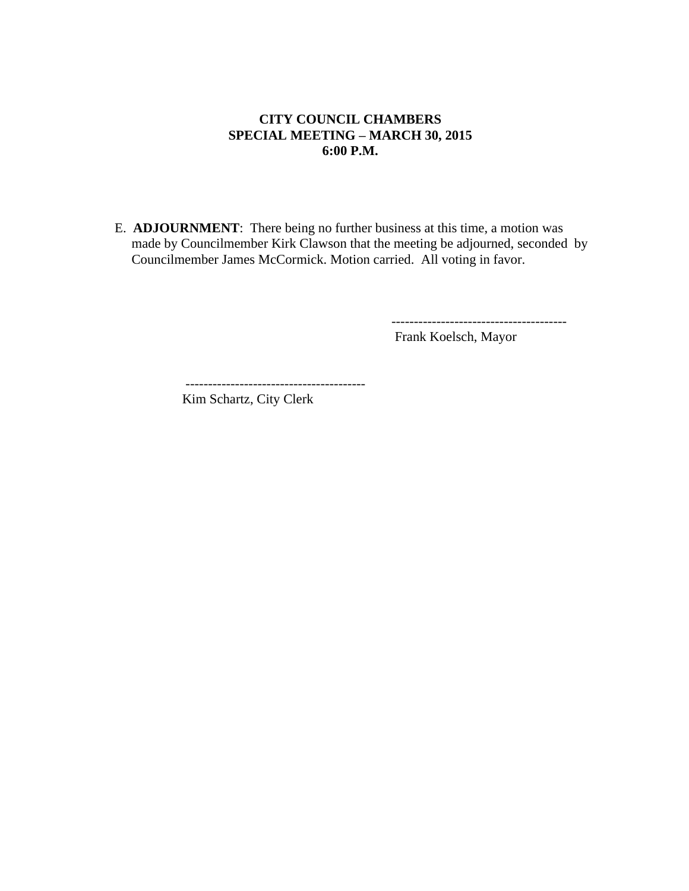**CITY COUNCIL CHAMBERS**
**SPECIAL MEETING – MARCH 30, 2015**
**6:00 P.M.**

E. **ADJOURNMENT**: There being no further business at this time, a motion was made by Councilmember Kirk Clawson that the meeting be adjourned, seconded by Councilmember James McCormick. Motion carried. All voting in favor.

---------------------------------------
Frank Koelsch, Mayor

----------------------------------------
Kim Schartz, City Clerk